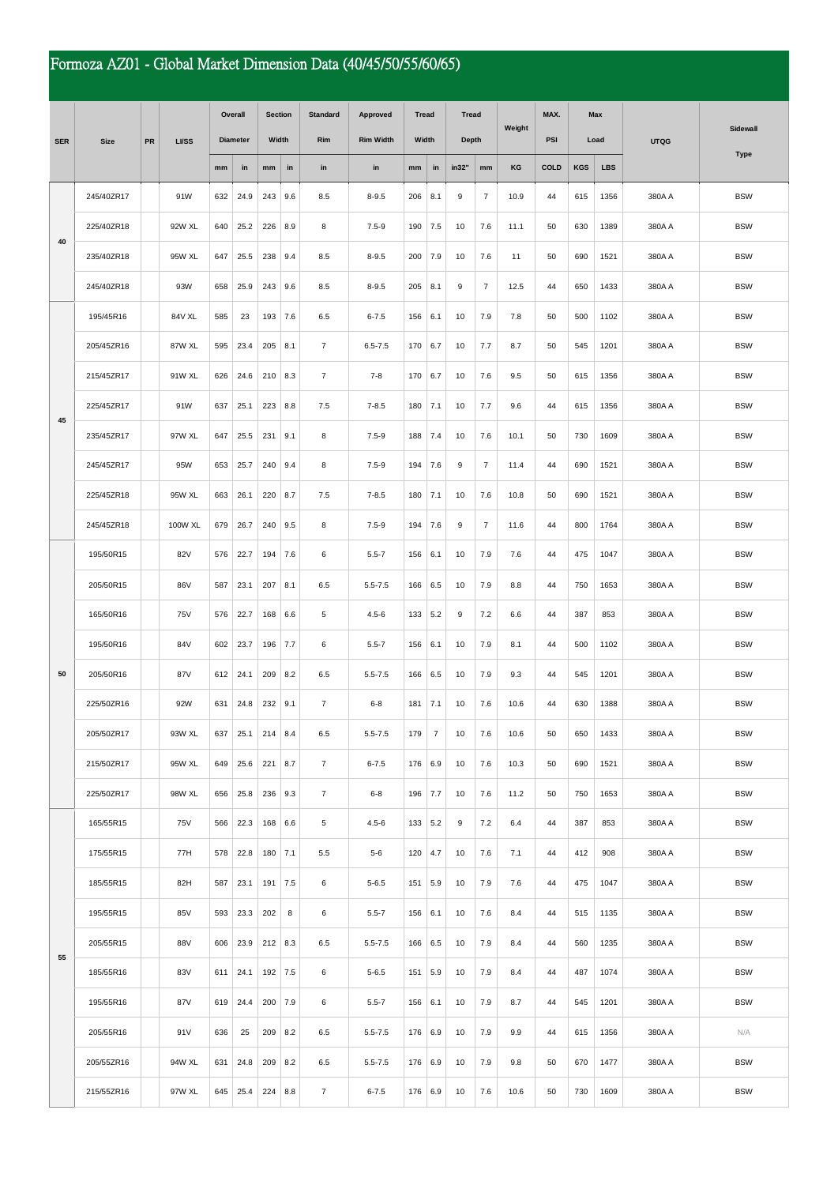# Formoza AZ01 - Global Market Dimension Data (40/45/50/55/60/65)

| SER | Size | PR | LI/SS | Overall Diameter | | Section Width | | Standard Rim | Approved Rim Width | Tread Width | | Tread Depth | | Weight | MAX. PSI | Max Load | | UTQG | Sidewall Type |
|---|---|---|---|---|---|---|---|---|---|---|---|---|---|---|---|---|---|---|---|
| | | | | mm | in | mm | in | in | in | mm | in | in32" | mm | KG | COLD | KGS | LBS | | |
| 40 | 245/40ZR17 | | 91W | 632 | 24.9 | 243 | 9.6 | 8.5 | 8-9.5 | 206 | 8.1 | 9 | 7 | 10.9 | 44 | 615 | 1356 | 380A A | BSW |
| | 225/40ZR18 | | 92W XL | 640 | 25.2 | 226 | 8.9 | 8 | 7.5-9 | 190 | 7.5 | 10 | 7.6 | 11.1 | 50 | 630 | 1389 | 380A A | BSW |
| | 235/40ZR18 | | 95W XL | 647 | 25.5 | 238 | 9.4 | 8.5 | 8-9.5 | 200 | 7.9 | 10 | 7.6 | 11 | 50 | 690 | 1521 | 380A A | BSW |
| | 245/40ZR18 | | 93W | 658 | 25.9 | 243 | 9.6 | 8.5 | 8-9.5 | 205 | 8.1 | 9 | 7 | 12.5 | 44 | 650 | 1433 | 380A A | BSW |
| 45 | 195/45R16 | | 84V XL | 585 | 23 | 193 | 7.6 | 6.5 | 6-7.5 | 156 | 6.1 | 10 | 7.9 | 7.8 | 50 | 500 | 1102 | 380A A | BSW |
| | 205/45ZR16 | | 87W XL | 595 | 23.4 | 205 | 8.1 | 7 | 6.5-7.5 | 170 | 6.7 | 10 | 7.7 | 8.7 | 50 | 545 | 1201 | 380A A | BSW |
| | 215/45ZR17 | | 91W XL | 626 | 24.6 | 210 | 8.3 | 7 | 7-8 | 170 | 6.7 | 10 | 7.6 | 9.5 | 50 | 615 | 1356 | 380A A | BSW |
| | 225/45ZR17 | | 91W | 637 | 25.1 | 223 | 8.8 | 7.5 | 7-8.5 | 180 | 7.1 | 10 | 7.7 | 9.6 | 44 | 615 | 1356 | 380A A | BSW |
| | 235/45ZR17 | | 97W XL | 647 | 25.5 | 231 | 9.1 | 8 | 7.5-9 | 188 | 7.4 | 10 | 7.6 | 10.1 | 50 | 730 | 1609 | 380A A | BSW |
| | 245/45ZR17 | | 95W | 653 | 25.7 | 240 | 9.4 | 8 | 7.5-9 | 194 | 7.6 | 9 | 7 | 11.4 | 44 | 690 | 1521 | 380A A | BSW |
| | 225/45ZR18 | | 95W XL | 663 | 26.1 | 220 | 8.7 | 7.5 | 7-8.5 | 180 | 7.1 | 10 | 7.6 | 10.8 | 50 | 690 | 1521 | 380A A | BSW |
| | 245/45ZR18 | | 100W XL | 679 | 26.7 | 240 | 9.5 | 8 | 7.5-9 | 194 | 7.6 | 9 | 7 | 11.6 | 44 | 800 | 1764 | 380A A | BSW |
| 50 | 195/50R15 | | 82V | 576 | 22.7 | 194 | 7.6 | 6 | 5.5-7 | 156 | 6.1 | 10 | 7.9 | 7.6 | 44 | 475 | 1047 | 380A A | BSW |
| | 205/50R15 | | 86V | 587 | 23.1 | 207 | 8.1 | 6.5 | 5.5-7.5 | 166 | 6.5 | 10 | 7.9 | 8.8 | 44 | 750 | 1653 | 380A A | BSW |
| | 165/50R16 | | 75V | 576 | 22.7 | 168 | 6.6 | 5 | 4.5-6 | 133 | 5.2 | 9 | 7.2 | 6.6 | 44 | 387 | 853 | 380A A | BSW |
| | 195/50R16 | | 84V | 602 | 23.7 | 196 | 7.7 | 6 | 5.5-7 | 156 | 6.1 | 10 | 7.9 | 8.1 | 44 | 500 | 1102 | 380A A | BSW |
| | 205/50R16 | | 87V | 612 | 24.1 | 209 | 8.2 | 6.5 | 5.5-7.5 | 166 | 6.5 | 10 | 7.9 | 9.3 | 44 | 545 | 1201 | 380A A | BSW |
| | 225/50ZR16 | | 92W | 631 | 24.8 | 232 | 9.1 | 7 | 6-8 | 181 | 7.1 | 10 | 7.6 | 10.6 | 44 | 630 | 1388 | 380A A | BSW |
| | 205/50ZR17 | | 93W XL | 637 | 25.1 | 214 | 8.4 | 6.5 | 5.5-7.5 | 179 | 7 | 10 | 7.6 | 10.6 | 50 | 650 | 1433 | 380A A | BSW |
| | 215/50ZR17 | | 95W XL | 649 | 25.6 | 221 | 8.7 | 7 | 6-7.5 | 176 | 6.9 | 10 | 7.6 | 10.3 | 50 | 690 | 1521 | 380A A | BSW |
| | 225/50ZR17 | | 98W XL | 656 | 25.8 | 236 | 9.3 | 7 | 6-8 | 196 | 7.7 | 10 | 7.6 | 11.2 | 50 | 750 | 1653 | 380A A | BSW |
| 55 | 165/55R15 | | 75V | 566 | 22.3 | 168 | 6.6 | 5 | 4.5-6 | 133 | 5.2 | 9 | 7.2 | 6.4 | 44 | 387 | 853 | 380A A | BSW |
| | 175/55R15 | | 77H | 578 | 22.8 | 180 | 7.1 | 5.5 | 5-6 | 120 | 4.7 | 10 | 7.6 | 7.1 | 44 | 412 | 908 | 380A A | BSW |
| | 185/55R15 | | 82H | 587 | 23.1 | 191 | 7.5 | 6 | 5-6.5 | 151 | 5.9 | 10 | 7.9 | 7.6 | 44 | 475 | 1047 | 380A A | BSW |
| | 195/55R15 | | 85V | 593 | 23.3 | 202 | 8 | 6 | 5.5-7 | 156 | 6.1 | 10 | 7.6 | 8.4 | 44 | 515 | 1135 | 380A A | BSW |
| | 205/55R15 | | 88V | 606 | 23.9 | 212 | 8.3 | 6.5 | 5.5-7.5 | 166 | 6.5 | 10 | 7.9 | 8.4 | 44 | 560 | 1235 | 380A A | BSW |
| | 185/55R16 | | 83V | 611 | 24.1 | 192 | 7.5 | 6 | 5-6.5 | 151 | 5.9 | 10 | 7.9 | 8.4 | 44 | 487 | 1074 | 380A A | BSW |
| | 195/55R16 | | 87V | 619 | 24.4 | 200 | 7.9 | 6 | 5.5-7 | 156 | 6.1 | 10 | 7.9 | 8.7 | 44 | 545 | 1201 | 380A A | BSW |
| | 205/55R16 | | 91V | 636 | 25 | 209 | 8.2 | 6.5 | 5.5-7.5 | 176 | 6.9 | 10 | 7.9 | 9.9 | 44 | 615 | 1356 | 380A A | N/A |
| | 205/55ZR16 | | 94W XL | 631 | 24.8 | 209 | 8.2 | 6.5 | 5.5-7.5 | 176 | 6.9 | 10 | 7.9 | 9.8 | 50 | 670 | 1477 | 380A A | BSW |
| | 215/55ZR16 | | 97W XL | 645 | 25.4 | 224 | 8.8 | 7 | 6-7.5 | 176 | 6.9 | 10 | 7.6 | 10.6 | 50 | 730 | 1609 | 380A A | BSW |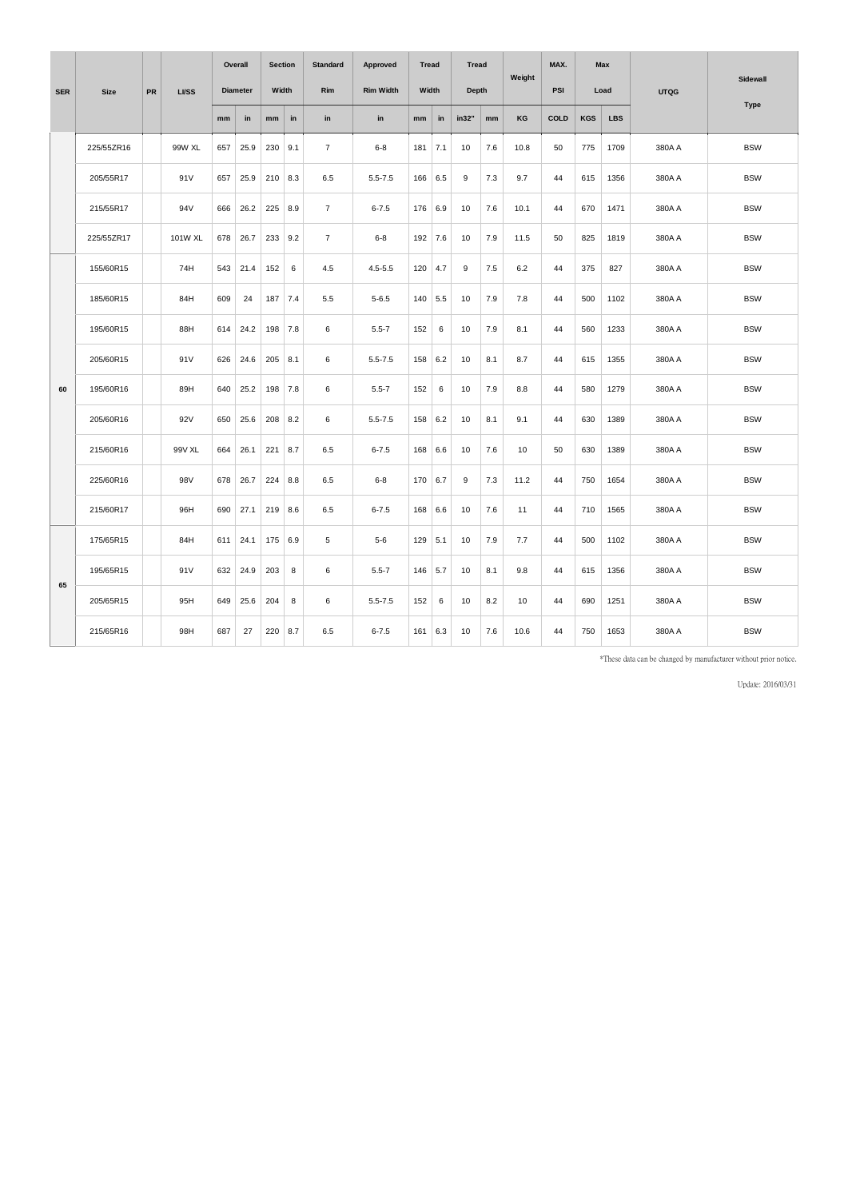| SER | Size | PR | LI/SS | Overall Diameter | | Section Width | | Standard Rim | Approved Rim Width | Tread Width | | Tread Depth | | Weight | MAX. PSI | Max Load | | UTQG | Sidewall Type |
|---|---|---|---|---|---|---|---|---|---|---|---|---|---|---|---|---|---|---|---|
| | | | | mm | in | mm | in | in | in | mm | in | in32" | mm | KG | COLD | KGS | LBS | | |
| | 225/55ZR16 | | 99W XL | 657 | 25.9 | 230 | 9.1 | 7 | 6-8 | 181 | 7.1 | 10 | 7.6 | 10.8 | 50 | 775 | 1709 | 380A A | BSW |
| | 205/55R17 | | 91V | 657 | 25.9 | 210 | 8.3 | 6.5 | 5.5-7.5 | 166 | 6.5 | 9 | 7.3 | 9.7 | 44 | 615 | 1356 | 380A A | BSW |
| | 215/55R17 | | 94V | 666 | 26.2 | 225 | 8.9 | 7 | 6-7.5 | 176 | 6.9 | 10 | 7.6 | 10.1 | 44 | 670 | 1471 | 380A A | BSW |
| | 225/55ZR17 | | 101W XL | 678 | 26.7 | 233 | 9.2 | 7 | 6-8 | 192 | 7.6 | 10 | 7.9 | 11.5 | 50 | 825 | 1819 | 380A A | BSW |
| 60 | 155/60R15 | | 74H | 543 | 21.4 | 152 | 6 | 4.5 | 4.5-5.5 | 120 | 4.7 | 9 | 7.5 | 6.2 | 44 | 375 | 827 | 380A A | BSW |
| | 185/60R15 | | 84H | 609 | 24 | 187 | 7.4 | 5.5 | 5-6.5 | 140 | 5.5 | 10 | 7.9 | 7.8 | 44 | 500 | 1102 | 380A A | BSW |
| | 195/60R15 | | 88H | 614 | 24.2 | 198 | 7.8 | 6 | 5.5-7 | 152 | 6 | 10 | 7.9 | 8.1 | 44 | 560 | 1233 | 380A A | BSW |
| | 205/60R15 | | 91V | 626 | 24.6 | 205 | 8.1 | 6 | 5.5-7.5 | 158 | 6.2 | 10 | 8.1 | 8.7 | 44 | 615 | 1355 | 380A A | BSW |
| | 195/60R16 | | 89H | 640 | 25.2 | 198 | 7.8 | 6 | 5.5-7 | 152 | 6 | 10 | 7.9 | 8.8 | 44 | 580 | 1279 | 380A A | BSW |
| | 205/60R16 | | 92V | 650 | 25.6 | 208 | 8.2 | 6 | 5.5-7.5 | 158 | 6.2 | 10 | 8.1 | 9.1 | 44 | 630 | 1389 | 380A A | BSW |
| | 215/60R16 | | 99V XL | 664 | 26.1 | 221 | 8.7 | 6.5 | 6-7.5 | 168 | 6.6 | 10 | 7.6 | 10 | 50 | 630 | 1389 | 380A A | BSW |
| | 225/60R16 | | 98V | 678 | 26.7 | 224 | 8.8 | 6.5 | 6-8 | 170 | 6.7 | 9 | 7.3 | 11.2 | 44 | 750 | 1654 | 380A A | BSW |
| | 215/60R17 | | 96H | 690 | 27.1 | 219 | 8.6 | 6.5 | 6-7.5 | 168 | 6.6 | 10 | 7.6 | 11 | 44 | 710 | 1565 | 380A A | BSW |
| 65 | 175/65R15 | | 84H | 611 | 24.1 | 175 | 6.9 | 5 | 5-6 | 129 | 5.1 | 10 | 7.9 | 7.7 | 44 | 500 | 1102 | 380A A | BSW |
| | 195/65R15 | | 91V | 632 | 24.9 | 203 | 8 | 6 | 5.5-7 | 146 | 5.7 | 10 | 8.1 | 9.8 | 44 | 615 | 1356 | 380A A | BSW |
| | 205/65R15 | | 95H | 649 | 25.6 | 204 | 8 | 6 | 5.5-7.5 | 152 | 6 | 10 | 8.2 | 10 | 44 | 690 | 1251 | 380A A | BSW |
| | 215/65R16 | | 98H | 687 | 27 | 220 | 8.7 | 6.5 | 6-7.5 | 161 | 6.3 | 10 | 7.6 | 10.6 | 44 | 750 | 1653 | 380A A | BSW |

*These data can be changed by manufacturer without prior notice.

Update: 2016/03/31